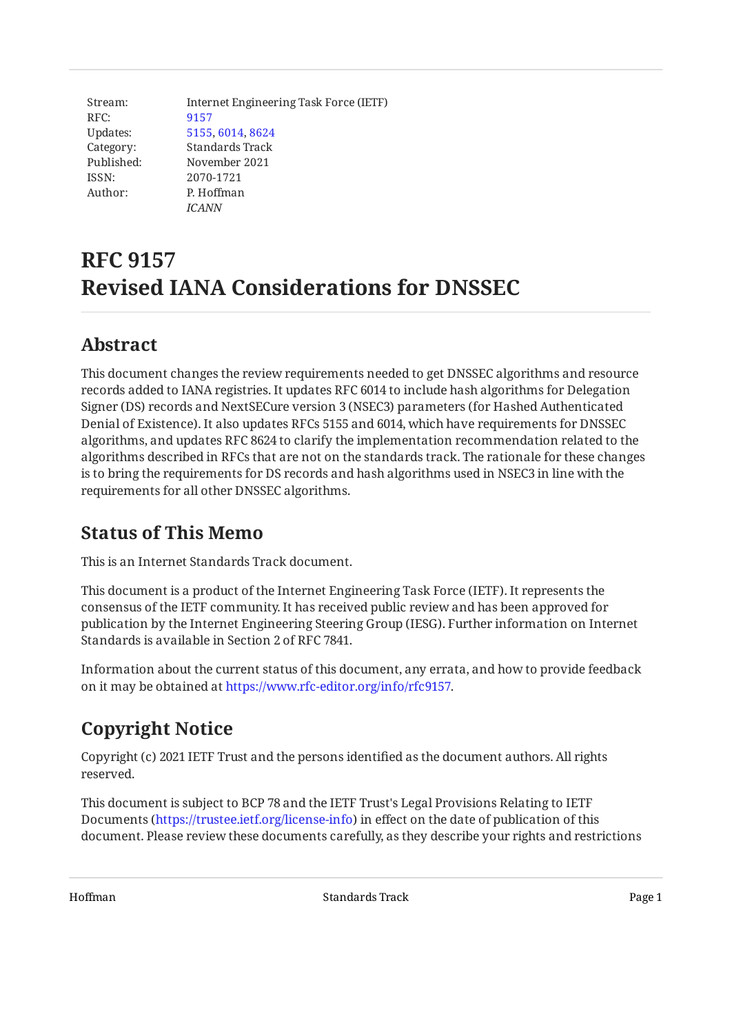| | |
|---|---|
| Stream: | Internet Engineering Task Force (IETF) |
| RFC: | 9157 |
| Updates: | 5155, 6014, 8624 |
| Category: | Standards Track |
| Published: | November 2021 |
| ISSN: | 2070-1721 |
| Author: | P. Hoffman |
| | *ICANN* |

# RFC 9157
# Revised IANA Considerations for DNSSEC

## Abstract

This document changes the review requirements needed to get DNSSEC algorithms and resource records added to IANA registries. It updates RFC 6014 to include hash algorithms for Delegation Signer (DS) records and NextSECure version 3 (NSEC3) parameters (for Hashed Authenticated Denial of Existence). It also updates RFCs 5155 and 6014, which have requirements for DNSSEC algorithms, and updates RFC 8624 to clarify the implementation recommendation related to the algorithms described in RFCs that are not on the standards track. The rationale for these changes is to bring the requirements for DS records and hash algorithms used in NSEC3 in line with the requirements for all other DNSSEC algorithms.

## Status of This Memo

This is an Internet Standards Track document.

This document is a product of the Internet Engineering Task Force (IETF). It represents the consensus of the IETF community. It has received public review and has been approved for publication by the Internet Engineering Steering Group (IESG). Further information on Internet Standards is available in Section 2 of RFC 7841.

Information about the current status of this document, any errata, and how to provide feedback on it may be obtained at https://www.rfc-editor.org/info/rfc9157.

## Copyright Notice

Copyright (c) 2021 IETF Trust and the persons identified as the document authors. All rights reserved.

This document is subject to BCP 78 and the IETF Trust's Legal Provisions Relating to IETF Documents (https://trustee.ietf.org/license-info) in effect on the date of publication of this document. Please review these documents carefully, as they describe your rights and restrictions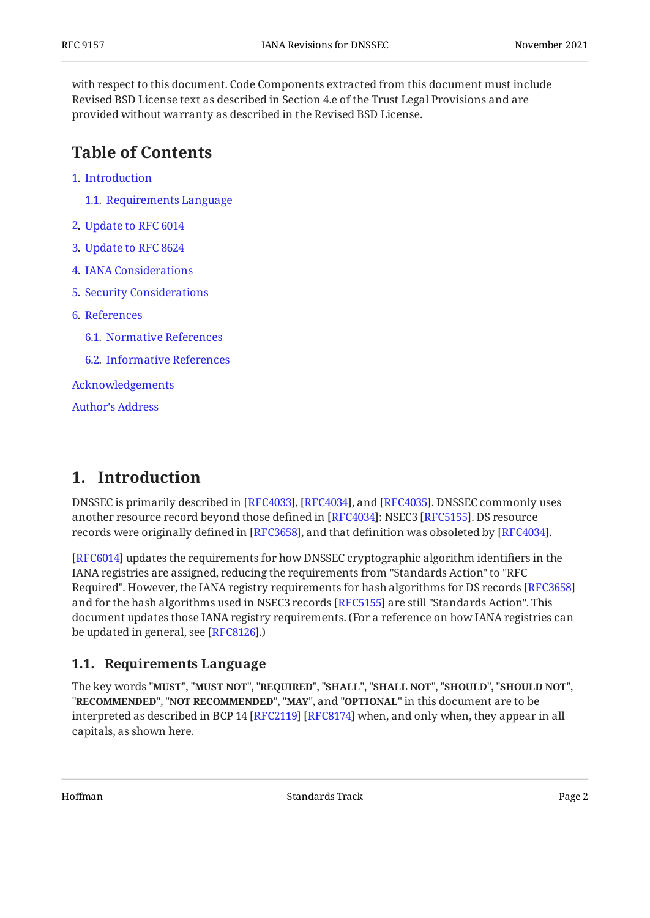with respect to this document. Code Components extracted from this document must include Revised BSD License text as described in Section 4.e of the Trust Legal Provisions and are provided without warranty as described in the Revised BSD License.

## Table of Contents

1. Introduction
   - 1.1. Requirements Language
2. Update to RFC 6014
3. Update to RFC 8624
4. IANA Considerations
5. Security Considerations
6. References
   - 6.1. Normative References
   - 6.2. Informative References

Acknowledgements

Author's Address

## 1. Introduction

DNSSEC is primarily described in [RFC4033], [RFC4034], and [RFC4035]. DNSSEC commonly uses another resource record beyond those defined in [RFC4034]: NSEC3 [RFC5155]. DS resource records were originally defined in [RFC3658], and that definition was obsoleted by [RFC4034].

[RFC6014] updates the requirements for how DNSSEC cryptographic algorithm identifiers in the IANA registries are assigned, reducing the requirements from "Standards Action" to "RFC Required". However, the IANA registry requirements for hash algorithms for DS records [RFC3658] and for the hash algorithms used in NSEC3 records [RFC5155] are still "Standards Action". This document updates those IANA registry requirements. (For a reference on how IANA registries can be updated in general, see [RFC8126].)

### 1.1. Requirements Language

The key words "**MUST**", "**MUST NOT**", "**REQUIRED**", "**SHALL**", "**SHALL NOT**", "**SHOULD**", "**SHOULD NOT**", "**RECOMMENDED**", "**NOT RECOMMENDED**", "**MAY**", and "**OPTIONAL**" in this document are to be interpreted as described in BCP 14 [RFC2119] [RFC8174] when, and only when, they appear in all capitals, as shown here.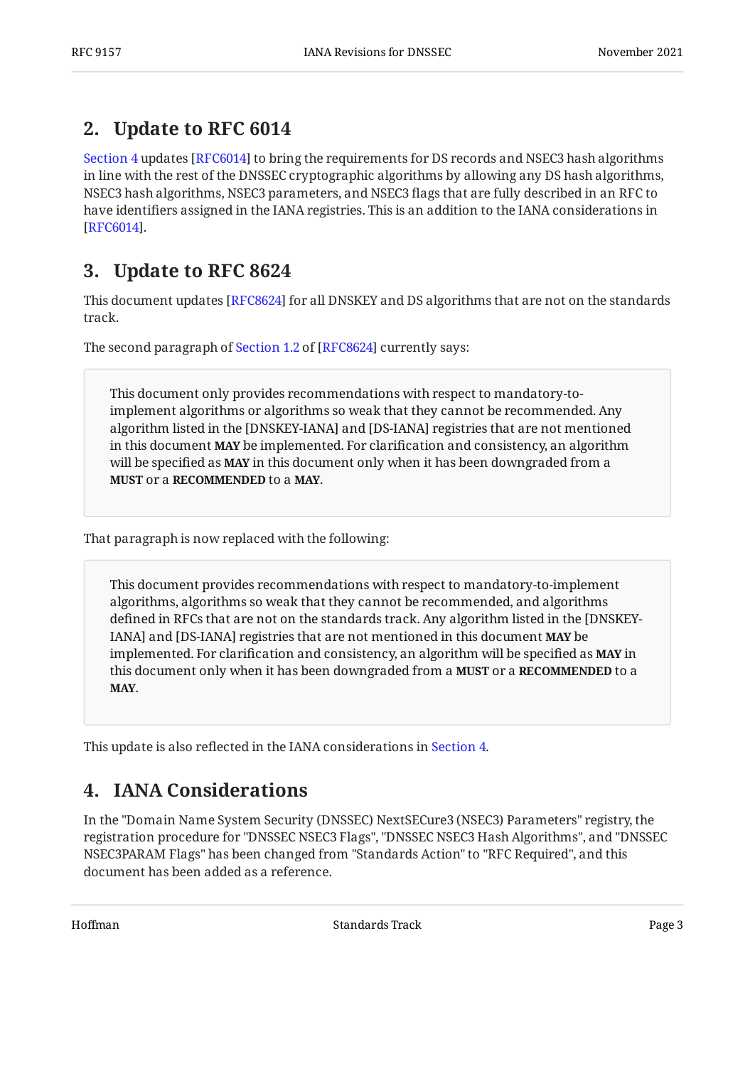## 2. Update to RFC 6014

Section 4 updates [RFC6014] to bring the requirements for DS records and NSEC3 hash algorithms in line with the rest of the DNSSEC cryptographic algorithms by allowing any DS hash algorithms, NSEC3 hash algorithms, NSEC3 parameters, and NSEC3 flags that are fully described in an RFC to have identifiers assigned in the IANA registries. This is an addition to the IANA considerations in [RFC6014].

## 3. Update to RFC 8624

This document updates [RFC8624] for all DNSKEY and DS algorithms that are not on the standards track.

The second paragraph of Section 1.2 of [RFC8624] currently says:

> This document only provides recommendations with respect to mandatory-to-implement algorithms or algorithms so weak that they cannot be recommended. Any algorithm listed in the [DNSKEY-IANA] and [DS-IANA] registries that are not mentioned in this document **MAY** be implemented. For clarification and consistency, an algorithm will be specified as **MAY** in this document only when it has been downgraded from a **MUST** or a **RECOMMENDED** to a **MAY**.

That paragraph is now replaced with the following:

> This document provides recommendations with respect to mandatory-to-implement algorithms, algorithms so weak that they cannot be recommended, and algorithms defined in RFCs that are not on the standards track. Any algorithm listed in the [DNSKEY-IANA] and [DS-IANA] registries that are not mentioned in this document **MAY** be implemented. For clarification and consistency, an algorithm will be specified as **MAY** in this document only when it has been downgraded from a **MUST** or a **RECOMMENDED** to a **MAY**.

This update is also reflected in the IANA considerations in Section 4.

## 4. IANA Considerations

In the "Domain Name System Security (DNSSEC) NextSECure3 (NSEC3) Parameters" registry, the registration procedure for "DNSSEC NSEC3 Flags", "DNSSEC NSEC3 Hash Algorithms", and "DNSSEC NSEC3PARAM Flags" has been changed from "Standards Action" to "RFC Required", and this document has been added as a reference.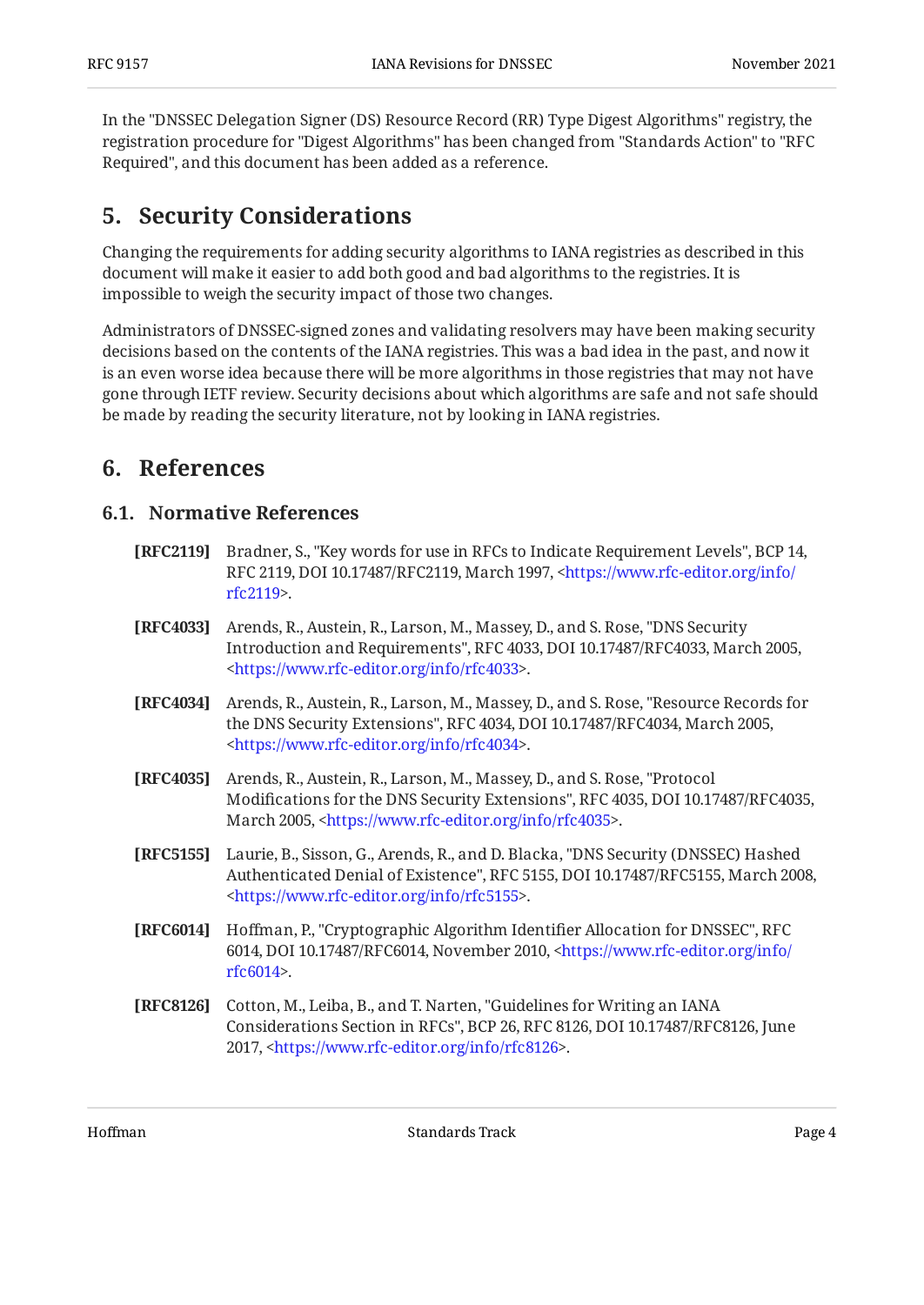In the "DNSSEC Delegation Signer (DS) Resource Record (RR) Type Digest Algorithms" registry, the registration procedure for "Digest Algorithms" has been changed from "Standards Action" to "RFC Required", and this document has been added as a reference.

## 5. Security Considerations

Changing the requirements for adding security algorithms to IANA registries as described in this document will make it easier to add both good and bad algorithms to the registries. It is impossible to weigh the security impact of those two changes.

Administrators of DNSSEC-signed zones and validating resolvers may have been making security decisions based on the contents of the IANA registries. This was a bad idea in the past, and now it is an even worse idea because there will be more algorithms in those registries that may not have gone through IETF review. Security decisions about which algorithms are safe and not safe should be made by reading the security literature, not by looking in IANA registries.

## 6. References

### 6.1. Normative References

**[RFC2119]** Bradner, S., "Key words for use in RFCs to Indicate Requirement Levels", BCP 14, RFC 2119, DOI 10.17487/RFC2119, March 1997, <https://www.rfc-editor.org/info/rfc2119>.

**[RFC4033]** Arends, R., Austein, R., Larson, M., Massey, D., and S. Rose, "DNS Security Introduction and Requirements", RFC 4033, DOI 10.17487/RFC4033, March 2005, <https://www.rfc-editor.org/info/rfc4033>.

**[RFC4034]** Arends, R., Austein, R., Larson, M., Massey, D., and S. Rose, "Resource Records for the DNS Security Extensions", RFC 4034, DOI 10.17487/RFC4034, March 2005, <https://www.rfc-editor.org/info/rfc4034>.

**[RFC4035]** Arends, R., Austein, R., Larson, M., Massey, D., and S. Rose, "Protocol Modifications for the DNS Security Extensions", RFC 4035, DOI 10.17487/RFC4035, March 2005, <https://www.rfc-editor.org/info/rfc4035>.

**[RFC5155]** Laurie, B., Sisson, G., Arends, R., and D. Blacka, "DNS Security (DNSSEC) Hashed Authenticated Denial of Existence", RFC 5155, DOI 10.17487/RFC5155, March 2008, <https://www.rfc-editor.org/info/rfc5155>.

**[RFC6014]** Hoffman, P., "Cryptographic Algorithm Identifier Allocation for DNSSEC", RFC 6014, DOI 10.17487/RFC6014, November 2010, <https://www.rfc-editor.org/info/rfc6014>.

**[RFC8126]** Cotton, M., Leiba, B., and T. Narten, "Guidelines for Writing an IANA Considerations Section in RFCs", BCP 26, RFC 8126, DOI 10.17487/RFC8126, June 2017, <https://www.rfc-editor.org/info/rfc8126>.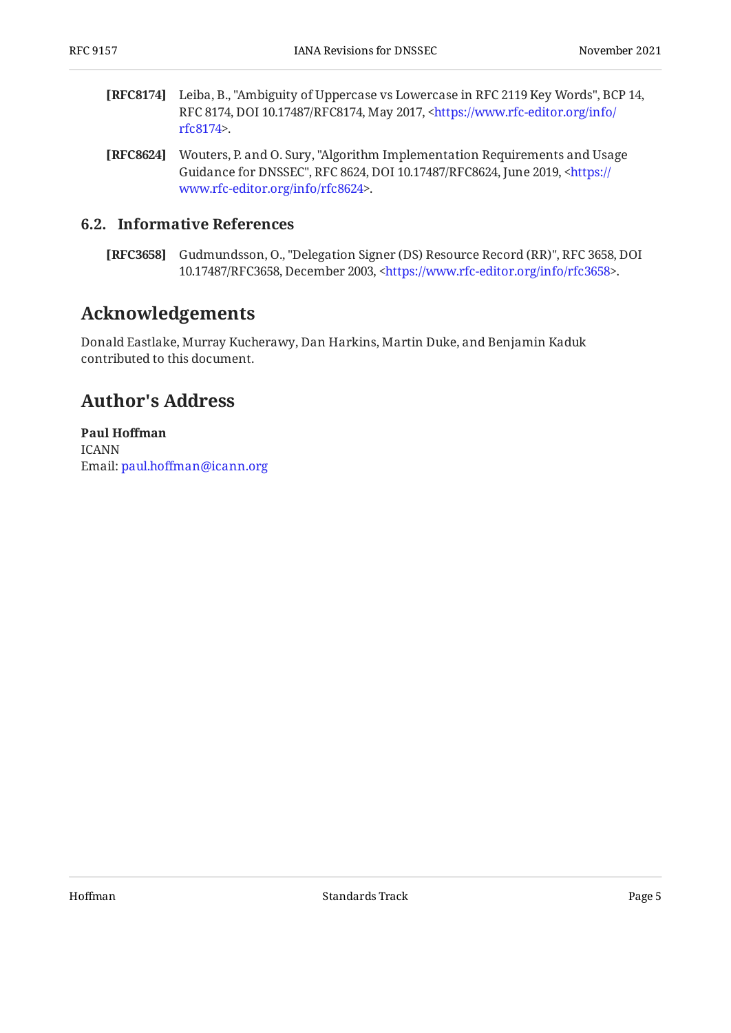**[RFC8174]** Leiba, B., "Ambiguity of Uppercase vs Lowercase in RFC 2119 Key Words", BCP 14, RFC 8174, DOI 10.17487/RFC8174, May 2017, <https://www.rfc-editor.org/info/rfc8174>.

**[RFC8624]** Wouters, P. and O. Sury, "Algorithm Implementation Requirements and Usage Guidance for DNSSEC", RFC 8624, DOI 10.17487/RFC8624, June 2019, <https://www.rfc-editor.org/info/rfc8624>.

### 6.2. Informative References

**[RFC3658]** Gudmundsson, O., "Delegation Signer (DS) Resource Record (RR)", RFC 3658, DOI 10.17487/RFC3658, December 2003, <https://www.rfc-editor.org/info/rfc3658>.

## Acknowledgements

Donald Eastlake, Murray Kucherawy, Dan Harkins, Martin Duke, and Benjamin Kaduk contributed to this document.

## Author's Address

**Paul Hoffman**
ICANN
Email: paul.hoffman@icann.org